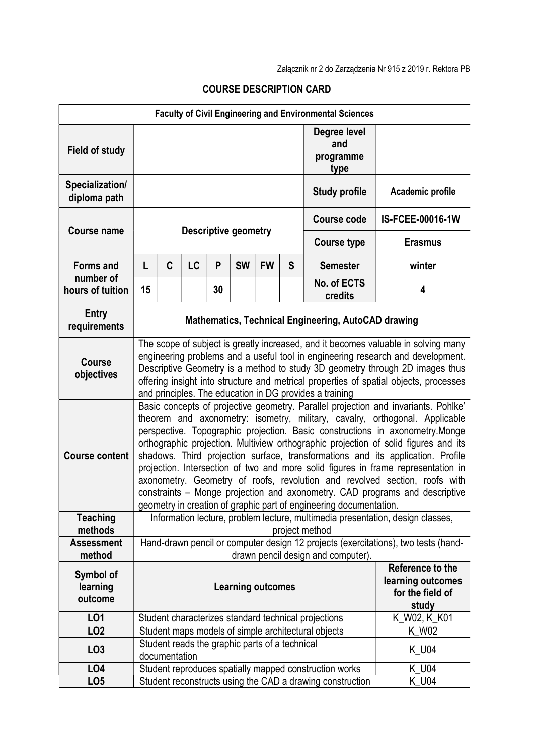Załącznik nr 2 do Zarządzenia Nr 915 z 2019 r. Rektora PB

## COURSE DESCRIPTION CARD

| Faculty of Civil Engineering and Environmental Sciences | | | | | | | | | |
|---|---|---|---|---|---|---|---|---|---|
| **Field of study** | | | | | | | | **Degree level and programme type** | |
| **Specialization/ diploma path** | | | | | | | | **Study profile** | **Academic profile** |
| **Course name** | **Descriptive geometry** | | | | | | | **Course code** | **IS-FCEE-00016-1W** |
| | | | | | | | | **Course type** | **Erasmus** |
| **Forms and number of hours of tuition** | **L** | **C** | **LC** | **P** | **SW** | **FW** | **S** | **Semester** | **winter** |
| | **15** | | | **30** | | | | **No. of ECTS credits** | **4** |
| **Entry requirements** | **Mathematics, Technical Engineering, AutoCAD drawing** | | | | | | | | |
| **Course objectives** | The scope of subject is greatly increased, and it becomes valuable in solving many engineering problems and a useful tool in engineering research and development. Descriptive Geometry is a method to study 3D geometry through 2D images thus offering insight into structure and metrical properties of spatial objects, processes and principles. The education in DG provides a training | | | | | | | | |
| **Course content** | Basic concepts of projective geometry. Parallel projection and invariants. Pohlke' theorem and axonometry: isometry, military, cavalry, orthogonal. Applicable perspective. Topographic projection. Basic constructions in axonometry.Monge orthographic projection. Multiview orthographic projection of solid figures and its shadows. Third projection surface, transformations and its application. Profile projection. Intersection of two and more solid figures in frame representation in axonometry. Geometry of roofs, revolution and revolved section, roofs with constraints – Monge projection and axonometry. CAD programs and descriptive geometry in creation of graphic part of engineering documentation. | | | | | | | | |
| **Teaching methods** | Information lecture, problem lecture, multimedia presentation, design classes, project method | | | | | | | | |
| **Assessment method** | Hand-drawn pencil or computer design 12 projects (exercitations), two tests (hand-drawn pencil design and computer). | | | | | | | | |
| **Symbol of learning outcome** | **Learning outcomes** | | | | | | | | **Reference to the learning outcomes for the field of study** |
| **LO1** | Student characterizes standard technical projections | | | | | | | | K_W02, K_K01 |
| **LO2** | Student maps models of simple architectural objects | | | | | | | | K_W02 |
| **LO3** | Student reads the graphic parts of a technical documentation | | | | | | | | K_U04 |
| **LO4** | Student reproduces spatially mapped construction works | | | | | | | | K_U04 |
| **LO5** | Student reconstructs using the CAD a drawing construction | | | | | | | | K_U04 |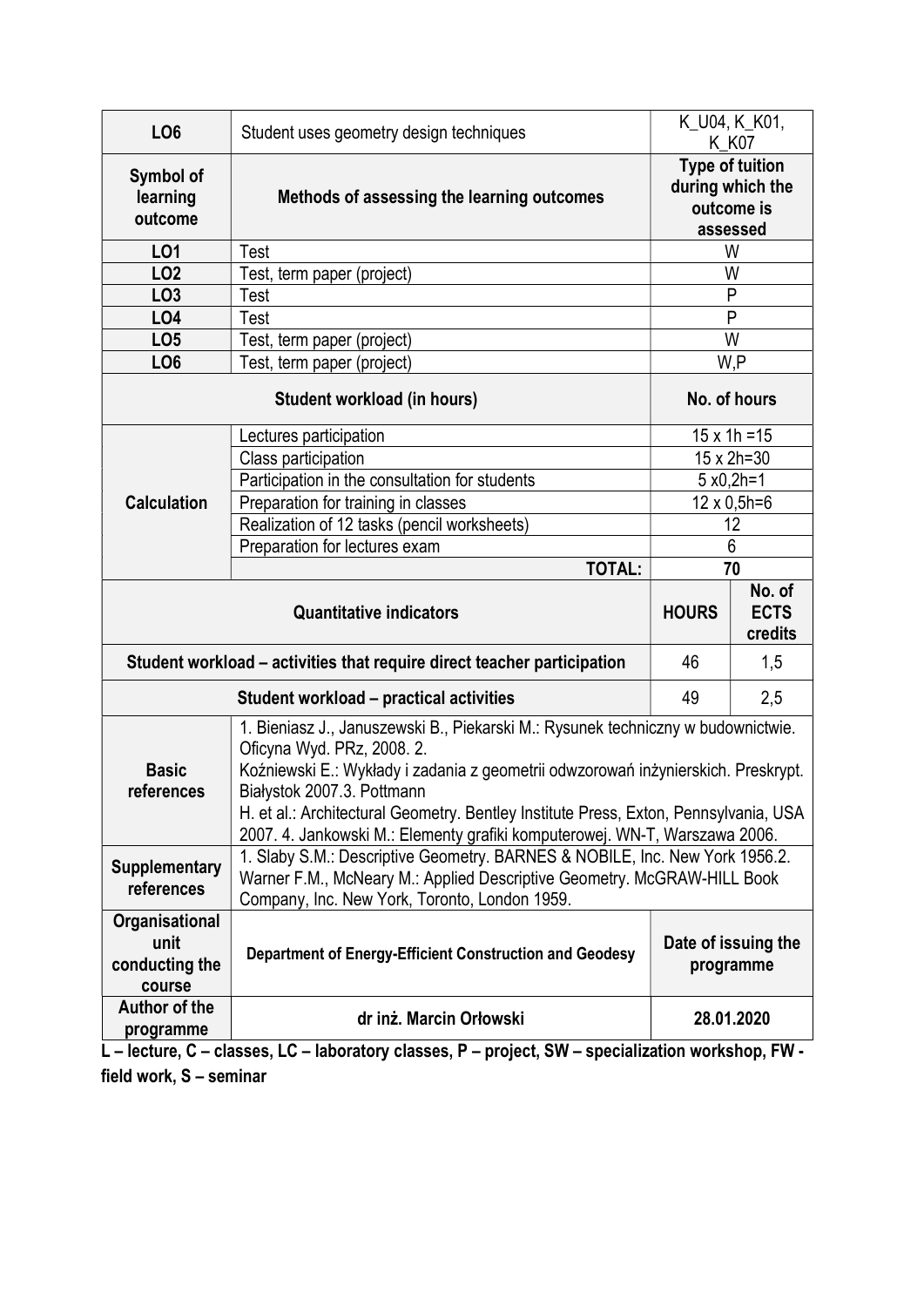| | | |
|---|---|---|
| **LO6** | Student uses geometry design techniques | K_U04, K_K01, K_K07 |
| **Symbol of learning outcome** | **Methods of assessing the learning outcomes** | **Type of tuition during which the outcome is assessed** |
| **LO1** | Test | W |
| **LO2** | Test, term paper (project) | W |
| **LO3** | Test | P |
| **LO4** | Test | P |
| **LO5** | Test, term paper (project) | W |
| **LO6** | Test, term paper (project) | W,P |

| | | | |
|---|---|---|---|
| **Student workload (in hours)** | | **No. of hours** | |
| **Calculation** | Lectures participation | 15 x 1h =15 | |
| | Class participation | 15 x 2h=30 | |
| | Participation in the consultation for students | 5 x0,2h=1 | |
| | Preparation for training in classes | 12 x 0,5h=6 | |
| | Realization of 12 tasks (pencil worksheets) | 12 | |
| | Preparation for lectures exam | 6 | |
| | **TOTAL:** | **70** | |
| **Quantitative indicators** | | **HOURS** | **No. of ECTS credits** |
| **Student workload – activities that require direct teacher participation** | | 46 | 1,5 |
| **Student workload – practical activities** | | 49 | 2,5 |

| | |
|---|---|
| **Basic references** | 1. Bieniasz J., Januszewski B., Piekarski M.: Rysunek techniczny w budownictwie. Oficyna Wyd. PRz, 2008. 2. Koźniewski E.: Wykłady i zadania z geometrii odwzorowań inżynierskich. Preskrypt. Białystok 2007.3. Pottmann H. et al.: Architectural Geometry. Bentley Institute Press, Exton, Pennsylvania, USA 2007. 4. Jankowski M.: Elementy grafiki komputerowej. WN-T, Warszawa 2006. |
| **Supplementary references** | 1. Slaby S.M.: Descriptive Geometry. BARNES & NOBILE, Inc. New York 1956.2. Warner F.M., McNeary M.: Applied Descriptive Geometry. McGRAW-HILL Book Company, Inc. New York, Toronto, London 1959. |

| | | |
|---|---|---|
| **Organisational unit conducting the course** | **Department of Energy-Efficient Construction and Geodesy** | **Date of issuing the programme** |
| **Author of the programme** | **dr inż. Marcin Orłowski** | **28.01.2020** |

**L – lecture, C – classes, LC – laboratory classes, P – project, SW – specialization workshop, FW - field work, S – seminar**